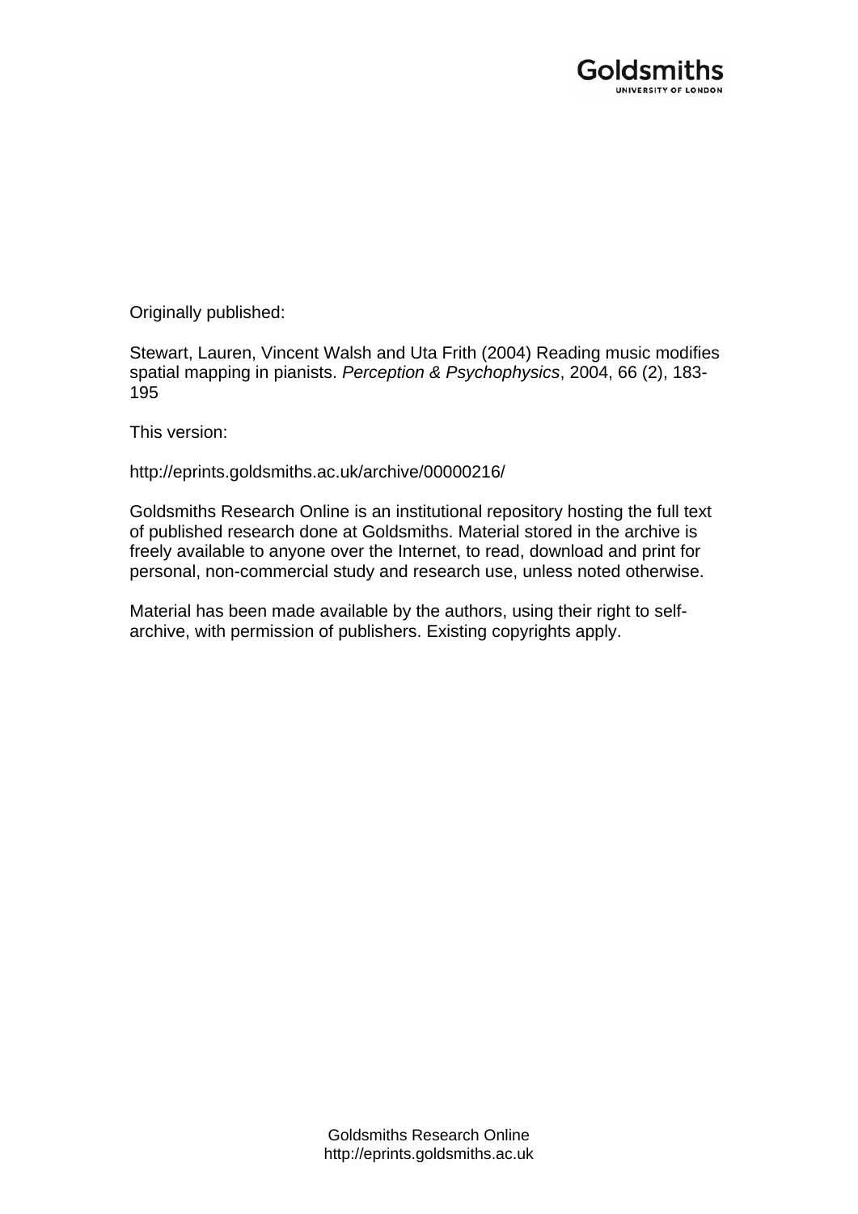Originally published:

Stewart, Lauren, Vincent Walsh and Uta Frith (2004) Reading music modifies spatial mapping in pianists. *Perception & Psychophysics*, 2004, 66 (2), 183-195

This version:

http://eprints.goldsmiths.ac.uk/archive/00000216/

Goldsmiths Research Online is an institutional repository hosting the full text of published research done at Goldsmiths. Material stored in the archive is freely available to anyone over the Internet, to read, download and print for personal, non-commercial study and research use, unless noted otherwise.

Material has been made available by the authors, using their right to self-archive, with permission of publishers. Existing copyrights apply.

Goldsmiths Research Online
http://eprints.goldsmiths.ac.uk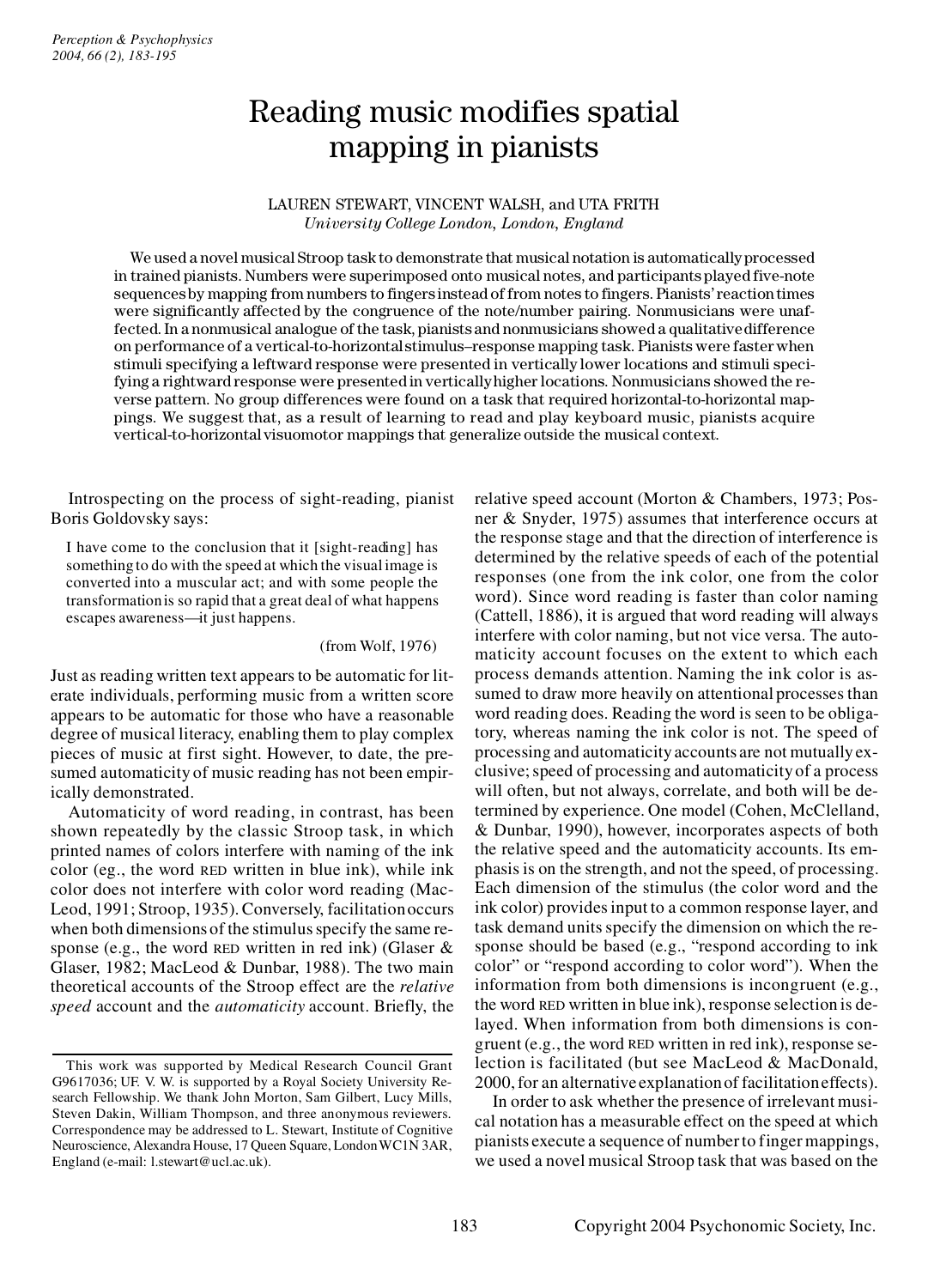# Reading music modifies spatial mapping in pianists

LAUREN STEWART, VINCENT WALSH, and UTA FRITH
*University College London, London, England*

We used a novel musical Stroop task to demonstrate that musical notation is automatically processed in trained pianists. Numbers were superimposed onto musical notes, and participants played five-note sequences by mapping from numbers to fingers instead of from notes to fingers. Pianists' reaction times were significantly affected by the congruence of the note/number pairing. Nonmusicians were unaffected. In a nonmusical analogue of the task, pianists and nonmusicians showed a qualitative difference on performance of a vertical-to-horizontal stimulus–response mapping task. Pianists were faster when stimuli specifying a leftward response were presented in vertically lower locations and stimuli specifying a rightward response were presented in vertically higher locations. Nonmusicians showed the reverse pattern. No group differences were found on a task that required horizontal-to-horizontal mappings. We suggest that, as a result of learning to read and play keyboard music, pianists acquire vertical-to-horizontal visuomotor mappings that generalize outside the musical context.

Introspecting on the process of sight-reading, pianist Boris Goldovsky says:

> I have come to the conclusion that it [sight-reading] has something to do with the speed at which the visual image is converted into a muscular act; and with some people the transformation is so rapid that a great deal of what happens escapes awareness—it just happens.
>
> (from Wolf, 1976)

Just as reading written text appears to be automatic for literate individuals, performing music from a written score appears to be automatic for those who have a reasonable degree of musical literacy, enabling them to play complex pieces of music at first sight. However, to date, the presumed automaticity of music reading has not been empirically demonstrated.

Automaticity of word reading, in contrast, has been shown repeatedly by the classic Stroop task, in which printed names of colors interfere with naming of the ink color (eg., the word RED written in blue ink), while ink color does not interfere with color word reading (MacLeod, 1991; Stroop, 1935). Conversely, facilitation occurs when both dimensions of the stimulus specify the same response (e.g., the word RED written in red ink) (Glaser & Glaser, 1982; MacLeod & Dunbar, 1988). The two main theoretical accounts of the Stroop effect are the *relative speed* account and the *automaticity* account. Briefly, the relative speed account (Morton & Chambers, 1973; Posner & Snyder, 1975) assumes that interference occurs at the response stage and that the direction of interference is determined by the relative speeds of each of the potential responses (one from the ink color, one from the color word). Since word reading is faster than color naming (Cattell, 1886), it is argued that word reading will always interfere with color naming, but not vice versa. The automaticity account focuses on the extent to which each process demands attention. Naming the ink color is assumed to draw more heavily on attentional processes than word reading does. Reading the word is seen to be obligatory, whereas naming the ink color is not. The speed of processing and automaticity accounts are not mutually exclusive; speed of processing and automaticity of a process will often, but not always, correlate, and both will be determined by experience. One model (Cohen, McClelland, & Dunbar, 1990), however, incorporates aspects of both the relative speed and the automaticity accounts. Its emphasis is on the strength, and not the speed, of processing. Each dimension of the stimulus (the color word and the ink color) provides input to a common response layer, and task demand units specify the dimension on which the response should be based (e.g., "respond according to ink color" or "respond according to color word"). When the information from both dimensions is incongruent (e.g., the word RED written in blue ink), response selection is delayed. When information from both dimensions is congruent (e.g., the word RED written in red ink), response selection is facilitated (but see MacLeod & MacDonald, 2000, for an alternative explanation of facilitation effects).

In order to ask whether the presence of irrelevant musical notation has a measurable effect on the speed at which pianists execute a sequence of number to finger mappings, we used a novel musical Stroop task that was based on the

This work was supported by Medical Research Council Grant G9617036; UF. V. W. is supported by a Royal Society University Research Fellowship. We thank John Morton, Sam Gilbert, Lucy Mills, Steven Dakin, William Thompson, and three anonymous reviewers. Correspondence may be addressed to L. Stewart, Institute of Cognitive Neuroscience, Alexandra House, 17 Queen Square, London WC1N 3AR, England (e-mail: l.stewart@ucl.ac.uk).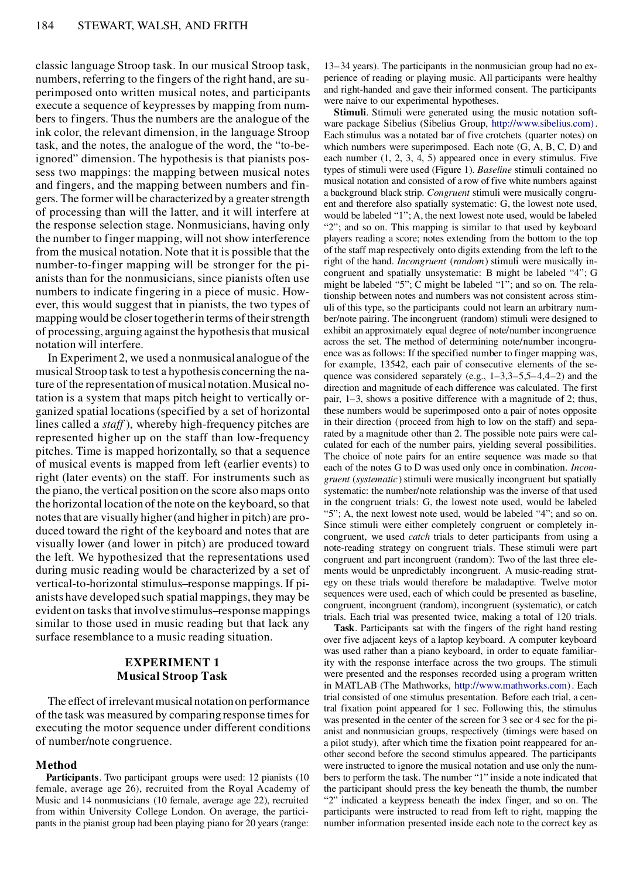classic language Stroop task. In our musical Stroop task, numbers, referring to the fingers of the right hand, are superimposed onto written musical notes, and participants execute a sequence of keypresses by mapping from numbers to fingers. Thus the numbers are the analogue of the ink color, the relevant dimension, in the language Stroop task, and the notes, the analogue of the word, the "to-be-ignored" dimension. The hypothesis is that pianists possess two mappings: the mapping between musical notes and fingers, and the mapping between numbers and fingers. The former will be characterized by a greater strength of processing than will the latter, and it will interfere at the response selection stage. Nonmusicians, having only the number to finger mapping, will not show interference from the musical notation. Note that it is possible that the number-to-finger mapping will be stronger for the pianists than for the nonmusicians, since pianists often use numbers to indicate fingering in a piece of music. However, this would suggest that in pianists, the two types of mapping would be closer together in terms of their strength of processing, arguing against the hypothesis that musical notation will interfere.

In Experiment 2, we used a nonmusical analogue of the musical Stroop task to test a hypothesis concerning the nature of the representation of musical notation. Musical notation is a system that maps pitch height to vertically organized spatial locations (specified by a set of horizontal lines called a *staff*), whereby high-frequency pitches are represented higher up on the staff than low-frequency pitches. Time is mapped horizontally, so that a sequence of musical events is mapped from left (earlier events) to right (later events) on the staff. For instruments such as the piano, the vertical position on the score also maps onto the horizontal location of the note on the keyboard, so that notes that are visually higher (and higher in pitch) are produced toward the right of the keyboard and notes that are visually lower (and lower in pitch) are produced toward the left. We hypothesized that the representations used during music reading would be characterized by a set of vertical-to-horizontal stimulus–response mappings. If pianists have developed such spatial mappings, they may be evident on tasks that involve stimulus–response mappings similar to those used in music reading but that lack any surface resemblance to a music reading situation.

## EXPERIMENT 1
## Musical Stroop Task

The effect of irrelevant musical notation on performance of the task was measured by comparing response times for executing the motor sequence under different conditions of number/note congruence.

### Method

**Participants**. Two participant groups were used: 12 pianists (10 female, average age 26), recruited from the Royal Academy of Music and 14 nonmusicians (10 female, average age 22), recruited from within University College London. On average, the participants in the pianist group had been playing piano for 20 years (range: 13–34 years). The participants in the nonmusician group had no experience of reading or playing music. All participants were healthy and right-handed and gave their informed consent. The participants were naive to our experimental hypotheses.

**Stimuli**. Stimuli were generated using the music notation software package Sibelius (Sibelius Group, http://www.sibelius.com). Each stimulus was a notated bar of five crotchets (quarter notes) on which numbers were superimposed. Each note (G, A, B, C, D) and each number (1, 2, 3, 4, 5) appeared once in every stimulus. Five types of stimuli were used (Figure 1). *Baseline* stimuli contained no musical notation and consisted of a row of five white numbers against a background black strip. *Congruent* stimuli were musically congruent and therefore also spatially systematic: G, the lowest note used, would be labeled "1"; A, the next lowest note used, would be labeled "2"; and so on. This mapping is similar to that used by keyboard players reading a score; notes extending from the bottom to the top of the staff map respectively onto digits extending from the left to the right of the hand. *Incongruent* (*random*) stimuli were musically incongruent and spatially unsystematic: B might be labeled "4"; G might be labeled "5"; C might be labeled "1"; and so on. The relationship between notes and numbers was not consistent across stimuli of this type, so the participants could not learn an arbitrary number/note pairing. The incongruent (random) stimuli were designed to exhibit an approximately equal degree of note/number incongruence across the set. The method of determining note/number incongruence was as follows: If the specified number to finger mapping was, for example, 13542, each pair of consecutive elements of the sequence was considered separately (e.g., 1–3,3–5,5–4,4–2) and the direction and magnitude of each difference was calculated. The first pair, 1–3, shows a positive difference with a magnitude of 2; thus, these numbers would be superimposed onto a pair of notes opposite in their direction (proceed from high to low on the staff) and separated by a magnitude other than 2. The possible note pairs were calculated for each of the number pairs, yielding several possibilities. The choice of note pairs for an entire sequence was made so that each of the notes G to D was used only once in combination. *Incongruent* (*systematic*) stimuli were musically incongruent but spatially systematic: the number/note relationship was the inverse of that used in the congruent trials: G, the lowest note used, would be labeled "5"; A, the next lowest note used, would be labeled "4"; and so on. Since stimuli were either completely congruent or completely incongruent, we used *catch* trials to deter participants from using a note-reading strategy on congruent trials. These stimuli were part congruent and part incongruent (random): Two of the last three elements would be unpredictably incongruent. A music-reading strategy on these trials would therefore be maladaptive. Twelve motor sequences were used, each of which could be presented as baseline, congruent, incongruent (random), incongruent (systematic), or catch trials. Each trial was presented twice, making a total of 120 trials.

**Task**. Participants sat with the fingers of the right hand resting over five adjacent keys of a laptop keyboard. A computer keyboard was used rather than a piano keyboard, in order to equate familiarity with the response interface across the two groups. The stimuli were presented and the responses recorded using a program written in MATLAB (The Mathworks, http://www.mathworks.com). Each trial consisted of one stimulus presentation. Before each trial, a central fixation point appeared for 1 sec. Following this, the stimulus was presented in the center of the screen for 3 sec or 4 sec for the pianist and nonmusician groups, respectively (timings were based on a pilot study), after which time the fixation point reappeared for another second before the second stimulus appeared. The participants were instructed to ignore the musical notation and use only the numbers to perform the task. The number "1" inside a note indicated that the participant should press the key beneath the thumb, the number "2" indicated a keypress beneath the index finger, and so on. The participants were instructed to read from left to right, mapping the number information presented inside each note to the correct key as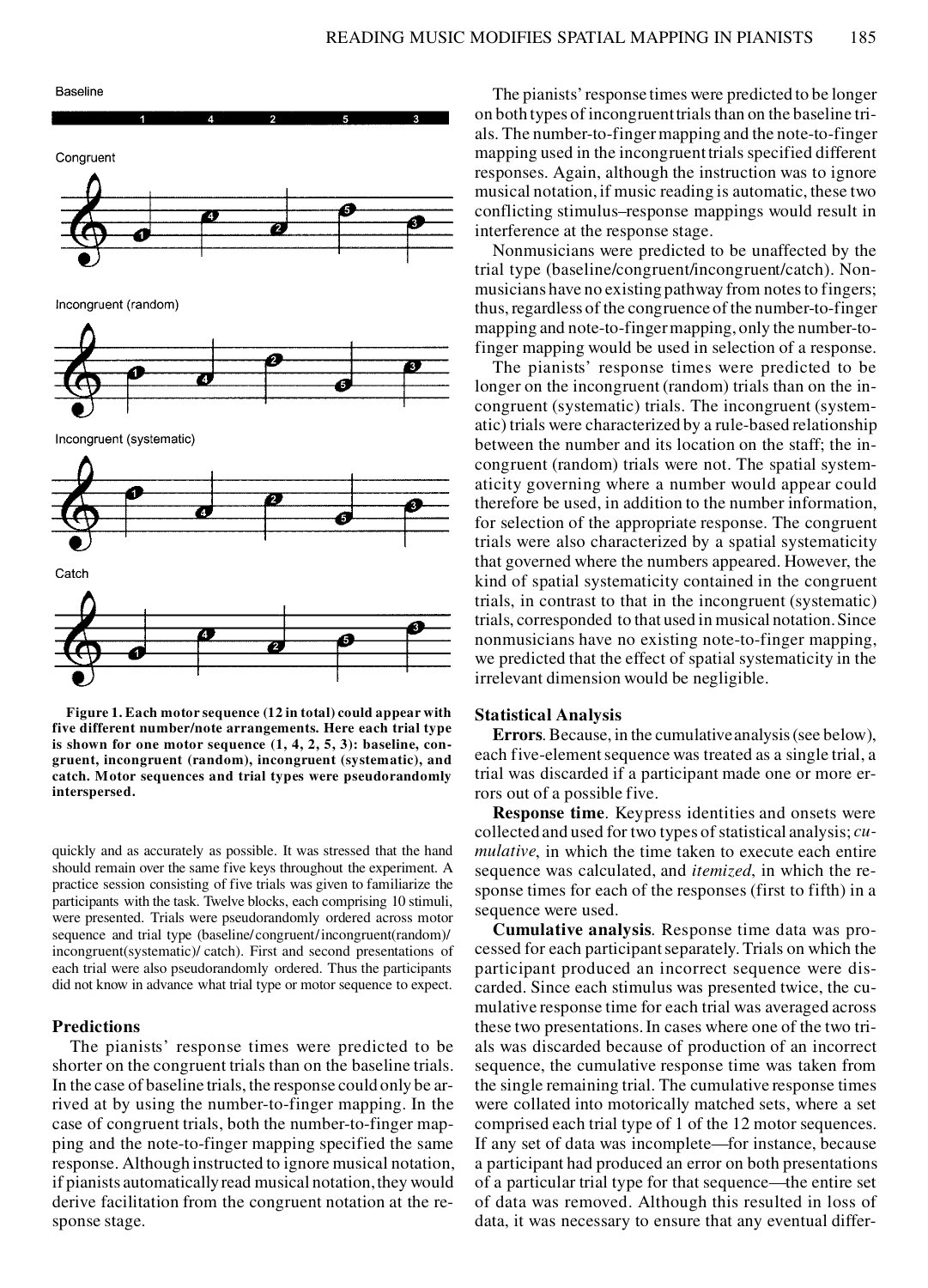Figure 1. Each motor sequence (12 in total) could appear with five different number/note arrangements. Here each trial type is shown for one motor sequence (1, 4, 2, 5, 3): baseline, congruent, incongruent (random), incongruent (systematic), and catch. Motor sequences and trial types were pseudorandomly interspersed.

quickly and as accurately as possible. It was stressed that the hand should remain over the same five keys throughout the experiment. A practice session consisting of five trials was given to familiarize the participants with the task. Twelve blocks, each comprising 10 stimuli, were presented. Trials were pseudorandomly ordered across motor sequence and trial type (baseline/congruent/incongruent(random)/incongruent(systematic)/catch). First and second presentations of each trial were also pseudorandomly ordered. Thus the participants did not know in advance what trial type or motor sequence to expect.

### Predictions

The pianists' response times were predicted to be shorter on the congruent trials than on the baseline trials. In the case of baseline trials, the response could only be arrived at by using the number-to-finger mapping. In the case of congruent trials, both the number-to-finger mapping and the note-to-finger mapping specified the same response. Although instructed to ignore musical notation, if pianists automatically read musical notation, they would derive facilitation from the congruent notation at the response stage.

The pianists' response times were predicted to be longer on both types of incongruent trials than on the baseline trials. The number-to-finger mapping and the note-to-finger mapping used in the incongruent trials specified different responses. Again, although the instruction was to ignore musical notation, if music reading is automatic, these two conflicting stimulus–response mappings would result in interference at the response stage.

Nonmusicians were predicted to be unaffected by the trial type (baseline/congruent/incongruent/catch). Nonmusicians have no existing pathway from notes to fingers; thus, regardless of the congruence of the number-to-finger mapping and note-to-finger mapping, only the number-to-finger mapping would be used in selection of a response.

The pianists' response times were predicted to be longer on the incongruent (random) trials than on the incongruent (systematic) trials. The incongruent (systematic) trials were characterized by a rule-based relationship between the number and its location on the staff; the incongruent (random) trials were not. The spatial systematicity governing where a number would appear could therefore be used, in addition to the number information, for selection of the appropriate response. The congruent trials were also characterized by a spatial systematicity that governed where the numbers appeared. However, the kind of spatial systematicity contained in the congruent trials, in contrast to that in the incongruent (systematic) trials, corresponded to that used in musical notation. Since nonmusicians have no existing note-to-finger mapping, we predicted that the effect of spatial systematicity in the irrelevant dimension would be negligible.

### Statistical Analysis

**Errors**. Because, in the cumulative analysis (see below), each five-element sequence was treated as a single trial, a trial was discarded if a participant made one or more errors out of a possible five.

**Response time**. Keypress identities and onsets were collected and used for two types of statistical analysis; *cumulative*, in which the time taken to execute each entire sequence was calculated, and *itemized*, in which the response times for each of the responses (first to fifth) in a sequence were used.

**Cumulative analysis**. Response time data was processed for each participant separately. Trials on which the participant produced an incorrect sequence were discarded. Since each stimulus was presented twice, the cumulative response time for each trial was averaged across these two presentations. In cases where one of the two trials was discarded because of production of an incorrect sequence, the cumulative response time was taken from the single remaining trial. The cumulative response times were collated into motorically matched sets, where a set comprised each trial type of 1 of the 12 motor sequences. If any set of data was incomplete—for instance, because a participant had produced an error on both presentations of a particular trial type for that sequence—the entire set of data was removed. Although this resulted in loss of data, it was necessary to ensure that any eventual differ-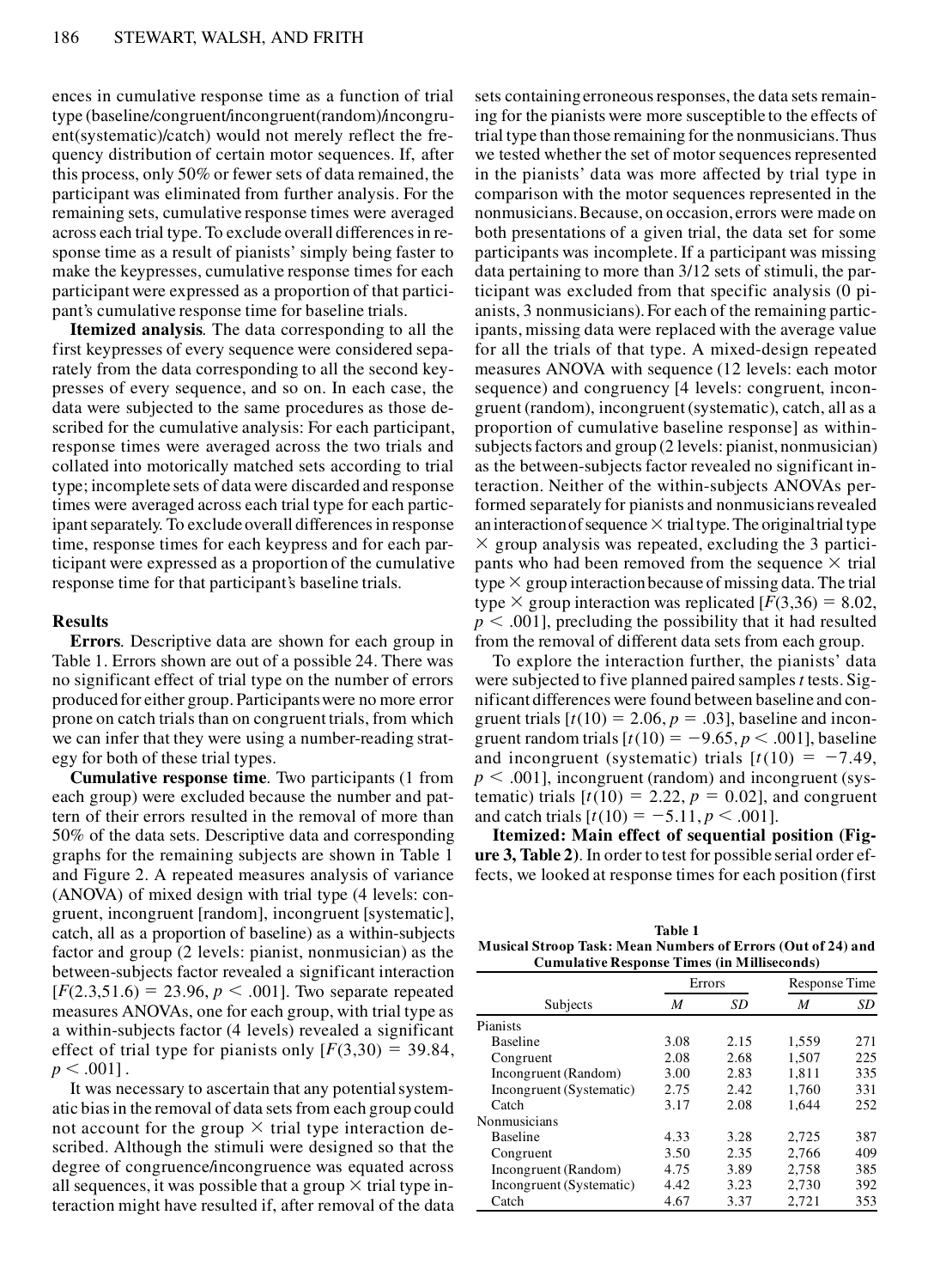ences in cumulative response time as a function of trial type (baseline/congruent/incongruent(random)/incongruent(systematic)/catch) would not merely reflect the frequency distribution of certain motor sequences. If, after this process, only 50% or fewer sets of data remained, the participant was eliminated from further analysis. For the remaining sets, cumulative response times were averaged across each trial type. To exclude overall differences in response time as a result of pianists' simply being faster to make the keypresses, cumulative response times for each participant were expressed as a proportion of that participant's cumulative response time for baseline trials.

**Itemized analysis**. The data corresponding to all the first keypresses of every sequence were considered separately from the data corresponding to all the second keypresses of every sequence, and so on. In each case, the data were subjected to the same procedures as those described for the cumulative analysis: For each participant, response times were averaged across the two trials and collated into motorically matched sets according to trial type; incomplete sets of data were discarded and response times were averaged across each trial type for each participant separately. To exclude overall differences in response time, response times for each keypress and for each participant were expressed as a proportion of the cumulative response time for that participant's baseline trials.

### Results

**Errors**. Descriptive data are shown for each group in Table 1. Errors shown are out of a possible 24. There was no significant effect of trial type on the number of errors produced for either group. Participants were no more error prone on catch trials than on congruent trials, from which we can infer that they were using a number-reading strategy for both of these trial types.

**Cumulative response time**. Two participants (1 from each group) were excluded because the number and pattern of their errors resulted in the removal of more than 50% of the data sets. Descriptive data and corresponding graphs for the remaining subjects are shown in Table 1 and Figure 2. A repeated measures analysis of variance (ANOVA) of mixed design with trial type (4 levels: congruent, incongruent [random], incongruent [systematic], catch, all as a proportion of baseline) as a within-subjects factor and group (2 levels: pianist, nonmusician) as the between-subjects factor revealed a significant interaction [$F(2.3,51.6) = 23.96$, $p < .001$]. Two separate repeated measures ANOVAs, one for each group, with trial type as a within-subjects factor (4 levels) revealed a significant effect of trial type for pianists only [$F(3,30) = 39.84$, $p < .001$].

It was necessary to ascertain that any potential systematic bias in the removal of data sets from each group could not account for the group × trial type interaction described. Although the stimuli were designed so that the degree of congruence/incongruence was equated across all sequences, it was possible that a group × trial type interaction might have resulted if, after removal of the data sets containing erroneous responses, the data sets remaining for the pianists were more susceptible to the effects of trial type than those remaining for the nonmusicians. Thus we tested whether the set of motor sequences represented in the pianists' data was more affected by trial type in comparison with the motor sequences represented in the nonmusicians. Because, on occasion, errors were made on both presentations of a given trial, the data set for some participants was incomplete. If a participant was missing data pertaining to more than 3/12 sets of stimuli, the participant was excluded from that specific analysis (0 pianists, 3 nonmusicians). For each of the remaining participants, missing data were replaced with the average value for all the trials of that type. A mixed-design repeated measures ANOVA with sequence (12 levels: each motor sequence) and congruency [4 levels: congruent, incongruent (random), incongruent (systematic), catch, all as a proportion of cumulative baseline response] as within-subjects factors and group (2 levels: pianist, nonmusician) as the between-subjects factor revealed no significant interaction. Neither of the within-subjects ANOVAs performed separately for pianists and nonmusicians revealed an interaction of sequence × trial type. The original trial type × group analysis was repeated, excluding the 3 participants who had been removed from the sequence × trial type × group interaction because of missing data. The trial type × group interaction was replicated [$F(3,36) = 8.02$, $p < .001$], precluding the possibility that it had resulted from the removal of different data sets from each group.

To explore the interaction further, the pianists' data were subjected to five planned paired samples *t* tests. Significant differences were found between baseline and congruent trials [$t(10) = 2.06$, $p = .03$], baseline and incongruent random trials [$t(10) = -9.65$, $p < .001$], baseline and incongruent (systematic) trials [$t(10) = -7.49$, $p < .001$], incongruent (random) and incongruent (systematic) trials [$t(10) = 2.22$, $p = 0.02$], and congruent and catch trials [$t(10) = -5.11$, $p < .001$].

**Itemized: Main effect of sequential position (Figure 3, Table 2)**. In order to test for possible serial order effects, we looked at response times for each position (first

**Table 1**
**Musical Stroop Task: Mean Numbers of Errors (Out of 24) and Cumulative Response Times (in Milliseconds)**

| Subjects | Errors | | Response Time | |
|---|---|---|---|---|
| | *M* | *SD* | *M* | *SD* |
| Pianists | | | | |
| Baseline | 3.08 | 2.15 | 1,559 | 271 |
| Congruent | 2.08 | 2.68 | 1,507 | 225 |
| Incongruent (Random) | 3.00 | 2.83 | 1,811 | 335 |
| Incongruent (Systematic) | 2.75 | 2.42 | 1,760 | 331 |
| Catch | 3.17 | 2.08 | 1,644 | 252 |
| Nonmusicians | | | | |
| Baseline | 4.33 | 3.28 | 2,725 | 387 |
| Congruent | 3.50 | 2.35 | 2,766 | 409 |
| Incongruent (Random) | 4.75 | 3.89 | 2,758 | 385 |
| Incongruent (Systematic) | 4.42 | 3.23 | 2,730 | 392 |
| Catch | 4.67 | 3.37 | 2,721 | 353 |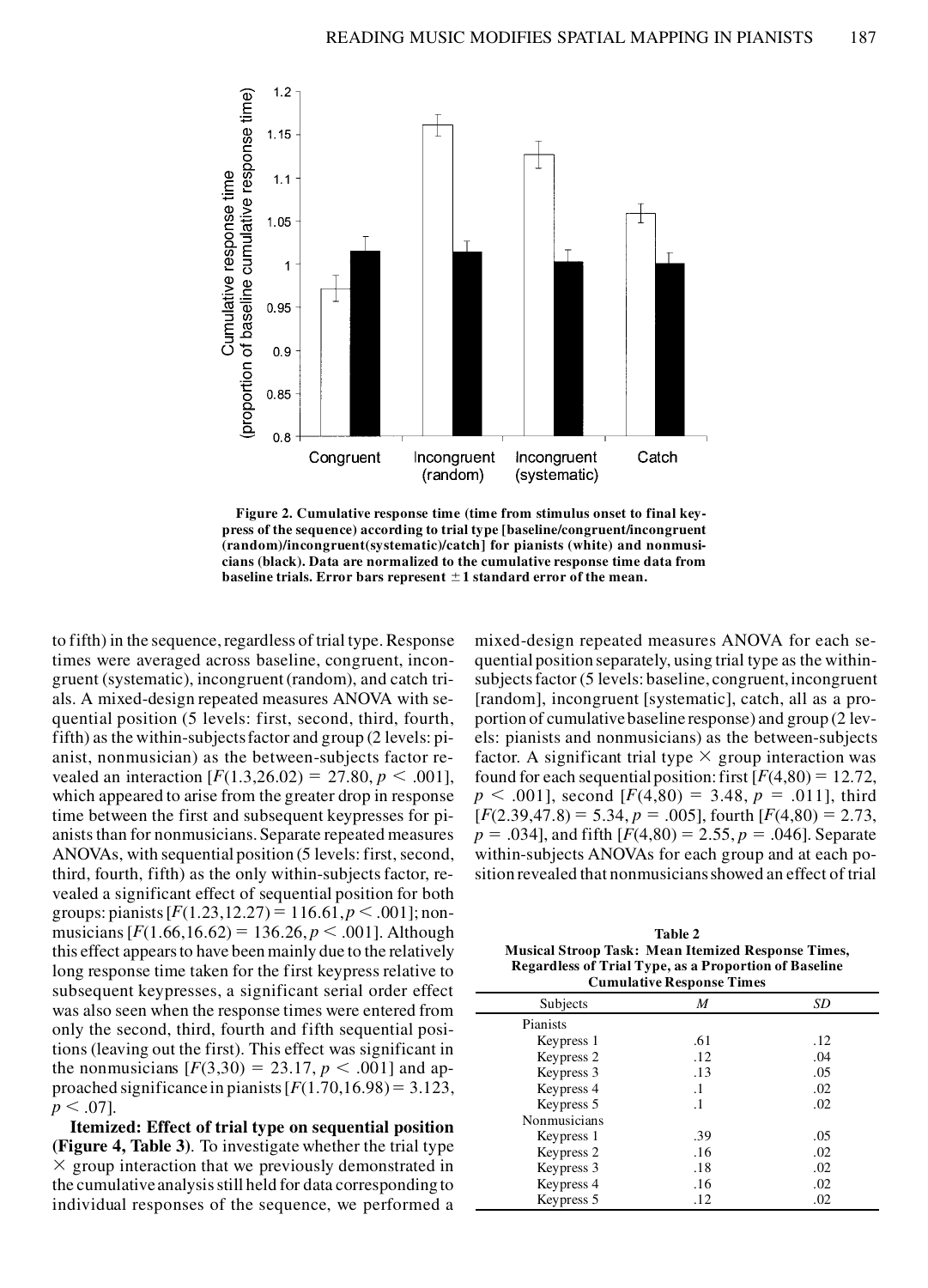**Figure 2. Cumulative response time (time from stimulus onset to final keypress of the sequence) according to trial type [baseline/congruent/incongruent (random)/incongruent(systematic)/catch] for pianists (white) and nonmusicians (black). Data are normalized to the cumulative response time data from baseline trials. Error bars represent ±1 standard error of the mean.**

to fifth) in the sequence, regardless of trial type. Response times were averaged across baseline, congruent, incongruent (systematic), incongruent (random), and catch trials. A mixed-design repeated measures ANOVA with sequential position (5 levels: first, second, third, fourth, fifth) as the within-subjects factor and group (2 levels: pianist, nonmusician) as the between-subjects factor revealed an interaction [$F(1.3,26.02) = 27.80$, $p < .001$], which appeared to arise from the greater drop in response time between the first and subsequent keypresses for pianists than for nonmusicians. Separate repeated measures ANOVAs, with sequential position (5 levels: first, second, third, fourth, fifth) as the only within-subjects factor, revealed a significant effect of sequential position for both groups: pianists [$F(1.23,12.27) = 116.61$, $p < .001$]; nonmusicians [$F(1.66,16.62) = 136.26$, $p < .001$]. Although this effect appears to have been mainly due to the relatively long response time taken for the first keypress relative to subsequent keypresses, a significant serial order effect was also seen when the response times were entered from only the second, third, fourth and fifth sequential positions (leaving out the first). This effect was significant in the nonmusicians [$F(3,30) = 23.17$, $p < .001$] and approached significance in pianists [$F(1.70,16.98) = 3.123$, $p < .07$].

**Itemized: Effect of trial type on sequential position (Figure 4, Table 3)**. To investigate whether the trial type × group interaction that we previously demonstrated in the cumulative analysis still held for data corresponding to individual responses of the sequence, we performed a mixed-design repeated measures ANOVA for each sequential position separately, using trial type as the within-subjects factor (5 levels: baseline, congruent, incongruent [random], incongruent [systematic], catch, all as a proportion of cumulative baseline response) and group (2 levels: pianists and nonmusicians) as the between-subjects factor. A significant trial type × group interaction was found for each sequential position: first [$F(4,80) = 12.72$, $p < .001$], second [$F(4,80) = 3.48$, $p = .011$], third [$F(2.39,47.8) = 5.34$, $p = .005$], fourth [$F(4,80) = 2.73$, $p = .034$], and fifth [$F(4,80) = 2.55$, $p = .046$]. Separate within-subjects ANOVAs for each group and at each position revealed that nonmusicians showed an effect of trial

**Table 2**
**Musical Stroop Task: Mean Itemized Response Times, Regardless of Trial Type, as a Proportion of Baseline Cumulative Response Times**

| Subjects | *M* | *SD* |
|---|---|---|
| Pianists | | |
| Keypress 1 | .61 | .12 |
| Keypress 2 | .12 | .04 |
| Keypress 3 | .13 | .05 |
| Keypress 4 | .1 | .02 |
| Keypress 5 | .1 | .02 |
| Nonmusicians | | |
| Keypress 1 | .39 | .05 |
| Keypress 2 | .16 | .02 |
| Keypress 3 | .18 | .02 |
| Keypress 4 | .16 | .02 |
| Keypress 5 | .12 | .02 |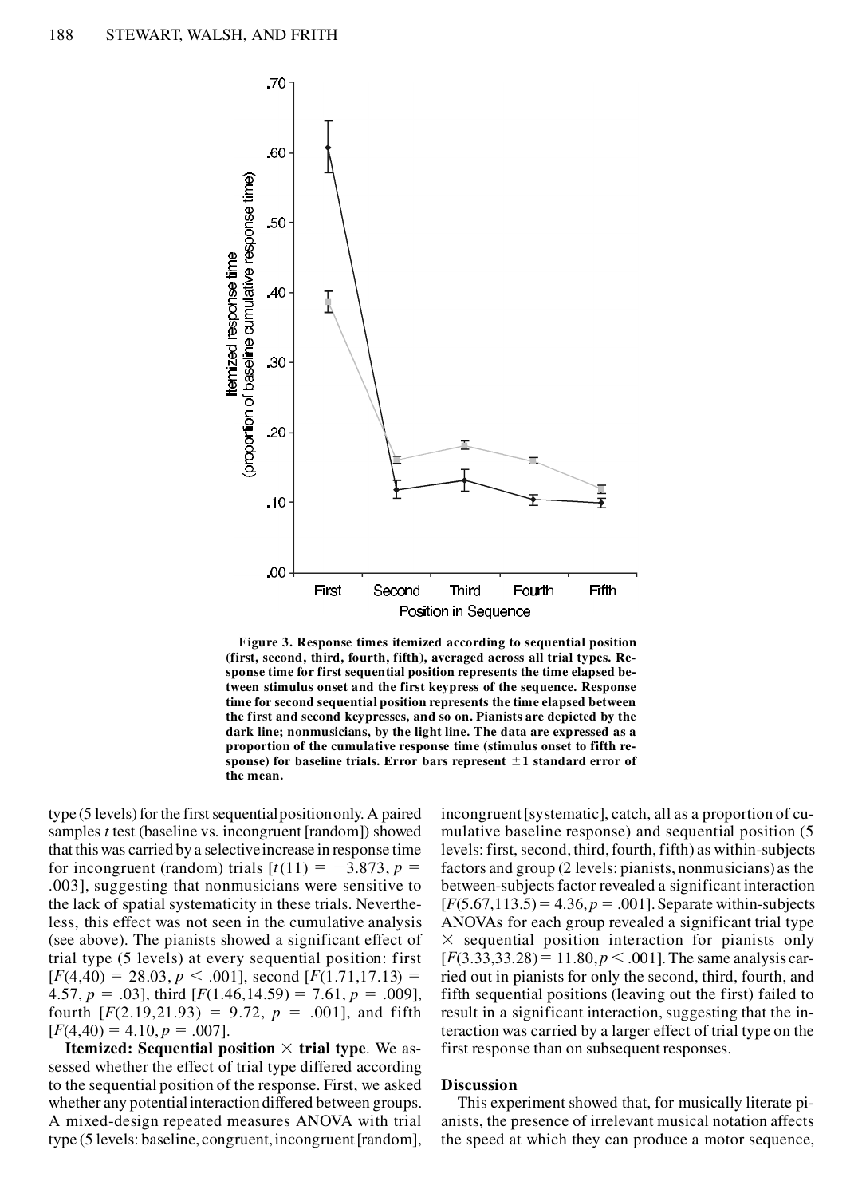**Figure 3. Response times itemized according to sequential position (first, second, third, fourth, fifth), averaged across all trial types. Response time for first sequential position represents the time elapsed between stimulus onset and the first keypress of the sequence. Response time for second sequential position represents the time elapsed between the first and second keypresses, and so on. Pianists are depicted by the dark line; nonmusicians, by the light line. The data are expressed as a proportion of the cumulative response time (stimulus onset to fifth response) for baseline trials. Error bars represent ±1 standard error of the mean.**

type (5 levels) for the first sequential position only. A paired samples *t* test (baseline vs. incongruent [random]) showed that this was carried by a selective increase in response time for incongruent (random) trials [$t(11) = -3.873$, $p = .003$], suggesting that nonmusicians were sensitive to the lack of spatial systematicity in these trials. Nevertheless, this effect was not seen in the cumulative analysis (see above). The pianists showed a significant effect of trial type (5 levels) at every sequential position: first [$F(4,40) = 28.03$, $p < .001$], second [$F(1.71,17.13) = 4.57$, $p = .03$], third [$F(1.46,14.59) = 7.61$, $p = .009$], fourth [$F(2.19,21.93) = 9.72$, $p = .001$], and fifth [$F(4,40) = 4.10$, $p = .007$].

**Itemized: Sequential position × trial type**. We assessed whether the effect of trial type differed according to the sequential position of the response. First, we asked whether any potential interaction differed between groups. A mixed-design repeated measures ANOVA with trial type (5 levels: baseline, congruent, incongruent [random], incongruent [systematic], catch, all as a proportion of cumulative baseline response) and sequential position (5 levels: first, second, third, fourth, fifth) as within-subjects factors and group (2 levels: pianists, nonmusicians) as the between-subjects factor revealed a significant interaction [$F(5.67,113.5) = 4.36$, $p = .001$]. Separate within-subjects ANOVAs for each group revealed a significant trial type × sequential position interaction for pianists only [$F(3.33,33.28) = 11.80$, $p < .001$]. The same analysis carried out in pianists for only the second, third, fourth, and fifth sequential positions (leaving out the first) failed to result in a significant interaction, suggesting that the interaction was carried by a larger effect of trial type on the first response than on subsequent responses.

## Discussion

This experiment showed that, for musically literate pianists, the presence of irrelevant musical notation affects the speed at which they can produce a motor sequence,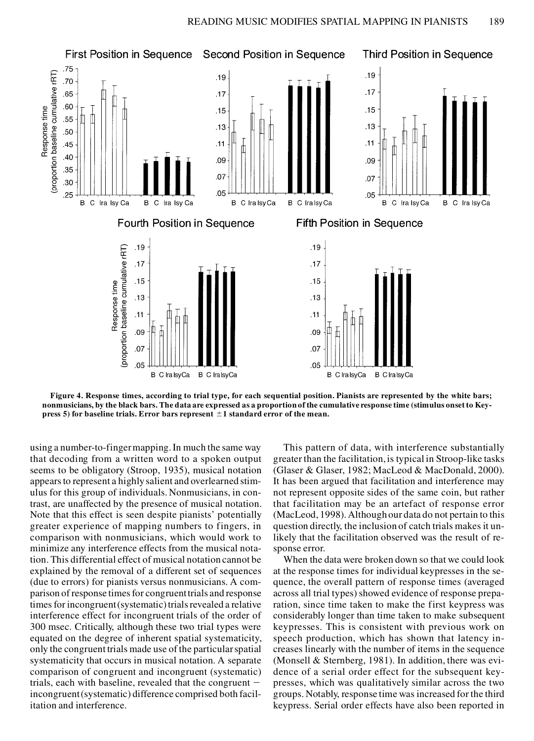**Figure 4. Response times, according to trial type, for each sequential position. Pianists are represented by the white bars; nonmusicians, by the black bars. The data are expressed as a proportion of the cumulative response time (stimulus onset to Keypress 5) for baseline trials. Error bars represent ±1 standard error of the mean.**

using a number-to-finger mapping. In much the same way that decoding from a written word to a spoken output seems to be obligatory (Stroop, 1935), musical notation appears to represent a highly salient and overlearned stimulus for this group of individuals. Nonmusicians, in contrast, are unaffected by the presence of musical notation. Note that this effect is seen despite pianists' potentially greater experience of mapping numbers to fingers, in comparison with nonmusicians, which would work to minimize any interference effects from the musical notation. This differential effect of musical notation cannot be explained by the removal of a different set of sequences (due to errors) for pianists versus nonmusicians. A comparison of response times for congruent trials and response times for incongruent (systematic) trials revealed a relative interference effect for incongruent trials of the order of 300 msec. Critically, although these two trial types were equated on the degree of inherent spatial systematicity, only the congruent trials made use of the particular spatial systematicity that occurs in musical notation. A separate comparison of congruent and incongruent (systematic) trials, each with baseline, revealed that the congruent − incongruent (systematic) difference comprised both facilitation and interference.

This pattern of data, with interference substantially greater than the facilitation, is typical in Stroop-like tasks (Glaser & Glaser, 1982; MacLeod & MacDonald, 2000). It has been argued that facilitation and interference may not represent opposite sides of the same coin, but rather that facilitation may be an artefact of response error (MacLeod, 1998). Although our data do not pertain to this question directly, the inclusion of catch trials makes it unlikely that the facilitation observed was the result of response error.

When the data were broken down so that we could look at the response times for individual keypresses in the sequence, the overall pattern of response times (averaged across all trial types) showed evidence of response preparation, since time taken to make the first keypress was considerably longer than time taken to make subsequent keypresses. This is consistent with previous work on speech production, which has shown that latency increases linearly with the number of items in the sequence (Monsell & Sternberg, 1981). In addition, there was evidence of a serial order effect for the subsequent keypresses, which was qualitatively similar across the two groups. Notably, response time was increased for the third keypress. Serial order effects have also been reported in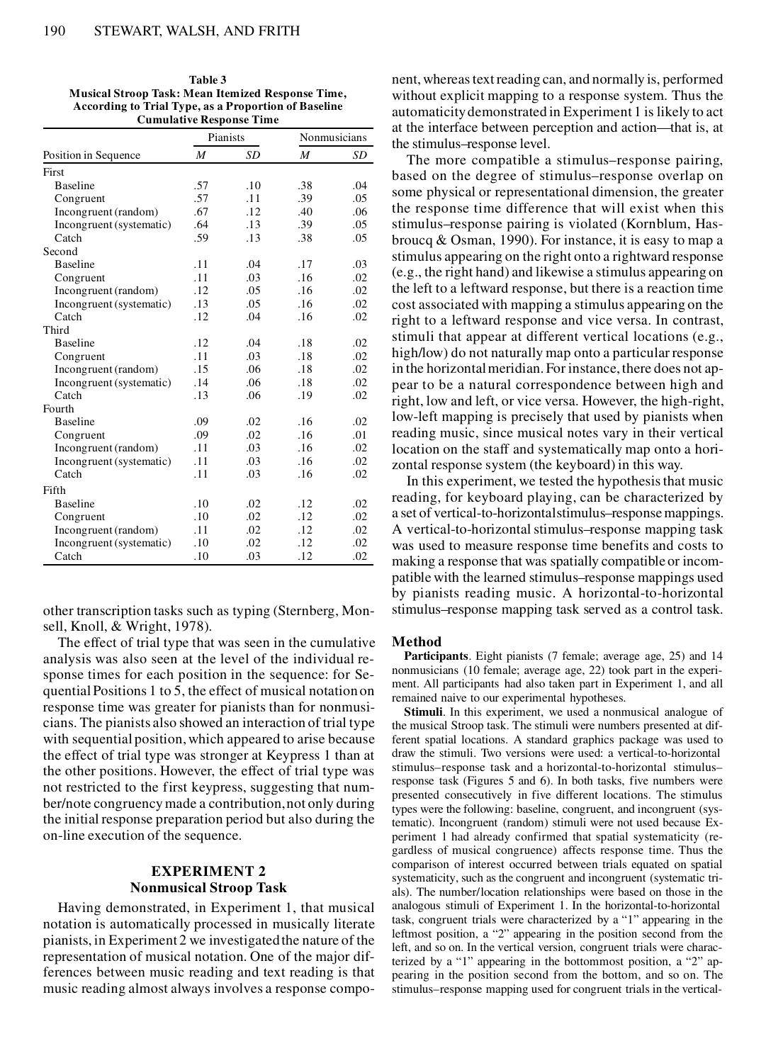**Table 3**
**Musical Stroop Task: Mean Itemized Response Time, According to Trial Type, as a Proportion of Baseline Cumulative Response Time**

| Position in Sequence | Pianists | | Nonmusicians | |
|---|---|---|---|---|
| | *M* | *SD* | *M* | *SD* |
| First | | | | |
| Baseline | .57 | .10 | .38 | .04 |
| Congruent | .57 | .11 | .39 | .05 |
| Incongruent (random) | .67 | .12 | .40 | .06 |
| Incongruent (systematic) | .64 | .13 | .39 | .05 |
| Catch | .59 | .13 | .38 | .05 |
| Second | | | | |
| Baseline | .11 | .04 | .17 | .03 |
| Congruent | .11 | .03 | .16 | .02 |
| Incongruent (random) | .12 | .05 | .16 | .02 |
| Incongruent (systematic) | .13 | .05 | .16 | .02 |
| Catch | .12 | .04 | .16 | .02 |
| Third | | | | |
| Baseline | .12 | .04 | .18 | .02 |
| Congruent | .11 | .03 | .18 | .02 |
| Incongruent (random) | .15 | .06 | .18 | .02 |
| Incongruent (systematic) | .14 | .06 | .18 | .02 |
| Catch | .13 | .06 | .19 | .02 |
| Fourth | | | | |
| Baseline | .09 | .02 | .16 | .02 |
| Congruent | .09 | .02 | .16 | .01 |
| Incongruent (random) | .11 | .03 | .16 | .02 |
| Incongruent (systematic) | .11 | .03 | .16 | .02 |
| Catch | .11 | .03 | .16 | .02 |
| Fifth | | | | |
| Baseline | .10 | .02 | .12 | .02 |
| Congruent | .10 | .02 | .12 | .02 |
| Incongruent (random) | .11 | .02 | .12 | .02 |
| Incongruent (systematic) | .10 | .02 | .12 | .02 |
| Catch | .10 | .03 | .12 | .02 |

other transcription tasks such as typing (Sternberg, Monsell, Knoll, & Wright, 1978).

The effect of trial type that was seen in the cumulative analysis was also seen at the level of the individual response times for each position in the sequence: for Sequential Positions 1 to 5, the effect of musical notation on response time was greater for pianists than for nonmusicians. The pianists also showed an interaction of trial type with sequential position, which appeared to arise because the effect of trial type was stronger at Keypress 1 than at the other positions. However, the effect of trial type was not restricted to the first keypress, suggesting that number/note congruency made a contribution, not only during the initial response preparation period but also during the on-line execution of the sequence.

## EXPERIMENT 2
## Nonmusical Stroop Task

Having demonstrated, in Experiment 1, that musical notation is automatically processed in musically literate pianists, in Experiment 2 we investigated the nature of the representation of musical notation. One of the major differences between music reading and text reading is that music reading almost always involves a response component, whereas text reading can, and normally is, performed without explicit mapping to a response system. Thus the automaticity demonstrated in Experiment 1 is likely to act at the interface between perception and action—that is, at the stimulus–response level.

The more compatible a stimulus–response pairing, based on the degree of stimulus–response overlap on some physical or representational dimension, the greater the response time difference that will exist when this stimulus–response pairing is violated (Kornblum, Hasbroucq & Osman, 1990). For instance, it is easy to map a stimulus appearing on the right onto a rightward response (e.g., the right hand) and likewise a stimulus appearing on the left to a leftward response, but there is a reaction time cost associated with mapping a stimulus appearing on the right to a leftward response and vice versa. In contrast, stimuli that appear at different vertical locations (e.g., high/low) do not naturally map onto a particular response in the horizontal meridian. For instance, there does not appear to be a natural correspondence between high and right, low and left, or vice versa. However, the high-right, low-left mapping is precisely that used by pianists when reading music, since musical notes vary in their vertical location on the staff and systematically map onto a horizontal response system (the keyboard) in this way.

In this experiment, we tested the hypothesis that music reading, for keyboard playing, can be characterized by a set of vertical-to-horizontal stimulus–response mappings. A vertical-to-horizontal stimulus–response mapping task was used to measure response time benefits and costs to making a response that was spatially compatible or incompatible with the learned stimulus–response mappings used by pianists reading music. A horizontal-to-horizontal stimulus–response mapping task served as a control task.

### Method

**Participants**. Eight pianists (7 female; average age, 25) and 14 nonmusicians (10 female; average age, 22) took part in the experiment. All participants had also taken part in Experiment 1, and all remained naive to our experimental hypotheses.

**Stimuli**. In this experiment, we used a nonmusical analogue of the musical Stroop task. The stimuli were numbers presented at different spatial locations. A standard graphics package was used to draw the stimuli. Two versions were used: a vertical-to-horizontal stimulus–response task and a horizontal-to-horizontal stimulus–response task (Figures 5 and 6). In both tasks, five numbers were presented consecutively in five different locations. The stimulus types were the following: baseline, congruent, and incongruent (systematic). Incongruent (random) stimuli were not used because Experiment 1 had already confirmed that spatial systematicity (regardless of musical congruence) affects response time. Thus the comparison of interest occurred between trials equated on spatial systematicity, such as the congruent and incongruent (systematic trials). The number/location relationships were based on those in the analogous stimuli of Experiment 1. In the horizontal-to-horizontal task, congruent trials were characterized by a "1" appearing in the leftmost position, a "2" appearing in the position second from the left, and so on. In the vertical version, congruent trials were characterized by a "1" appearing in the bottommost position, a "2" appearing in the position second from the bottom, and so on. The stimulus–response mapping used for congruent trials in the vertical-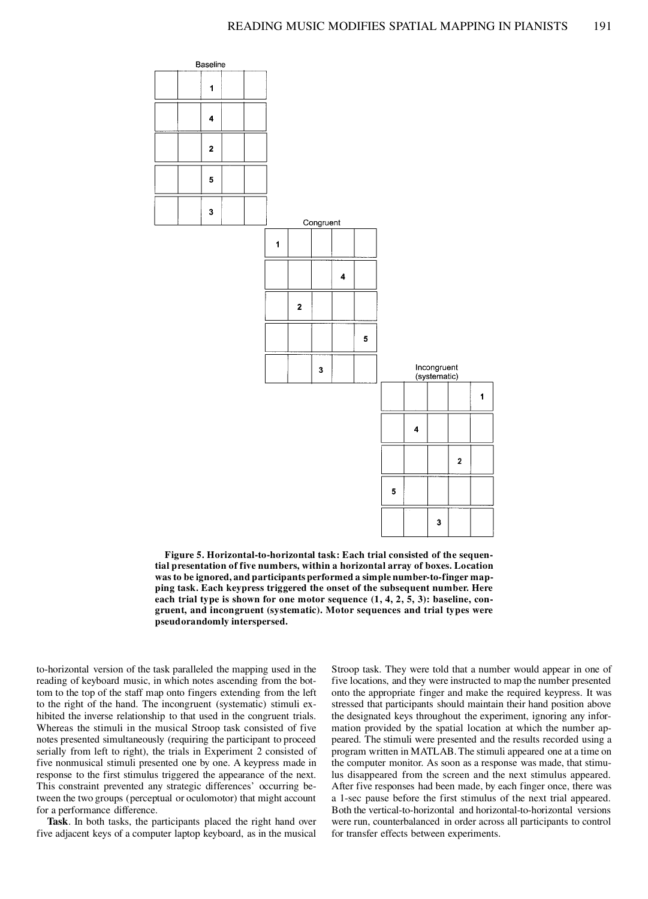**Figure 5. Horizontal-to-horizontal task: Each trial consisted of the sequential presentation of five numbers, within a horizontal array of boxes. Location was to be ignored, and participants performed a simple number-to-finger mapping task. Each keypress triggered the onset of the subsequent number. Here each trial type is shown for one motor sequence (1, 4, 2, 5, 3): baseline, congruent, and incongruent (systematic). Motor sequences and trial types were pseudorandomly interspersed.**

to-horizontal version of the task paralleled the mapping used in the reading of keyboard music, in which notes ascending from the bottom to the top of the staff map onto fingers extending from the left to the right of the hand. The incongruent (systematic) stimuli exhibited the inverse relationship to that used in the congruent trials. Whereas the stimuli in the musical Stroop task consisted of five notes presented simultaneously (requiring the participant to proceed serially from left to right), the trials in Experiment 2 consisted of five nonmusical stimuli presented one by one. A keypress made in response to the first stimulus triggered the appearance of the next. This constraint prevented any strategic differences' occurring between the two groups (perceptual or oculomotor) that might account for a performance difference.

**Task**. In both tasks, the participants placed the right hand over five adjacent keys of a computer laptop keyboard, as in the musical Stroop task. They were told that a number would appear in one of five locations, and they were instructed to map the number presented onto the appropriate finger and make the required keypress. It was stressed that participants should maintain their hand position above the designated keys throughout the experiment, ignoring any information provided by the spatial location at which the number appeared. The stimuli were presented and the results recorded using a program written in MATLAB. The stimuli appeared one at a time on the computer monitor. As soon as a response was made, that stimulus disappeared from the screen and the next stimulus appeared. After five responses had been made, by each finger once, there was a 1-sec pause before the first stimulus of the next trial appeared. Both the vertical-to-horizontal and horizontal-to-horizontal versions were run, counterbalanced in order across all participants to control for transfer effects between experiments.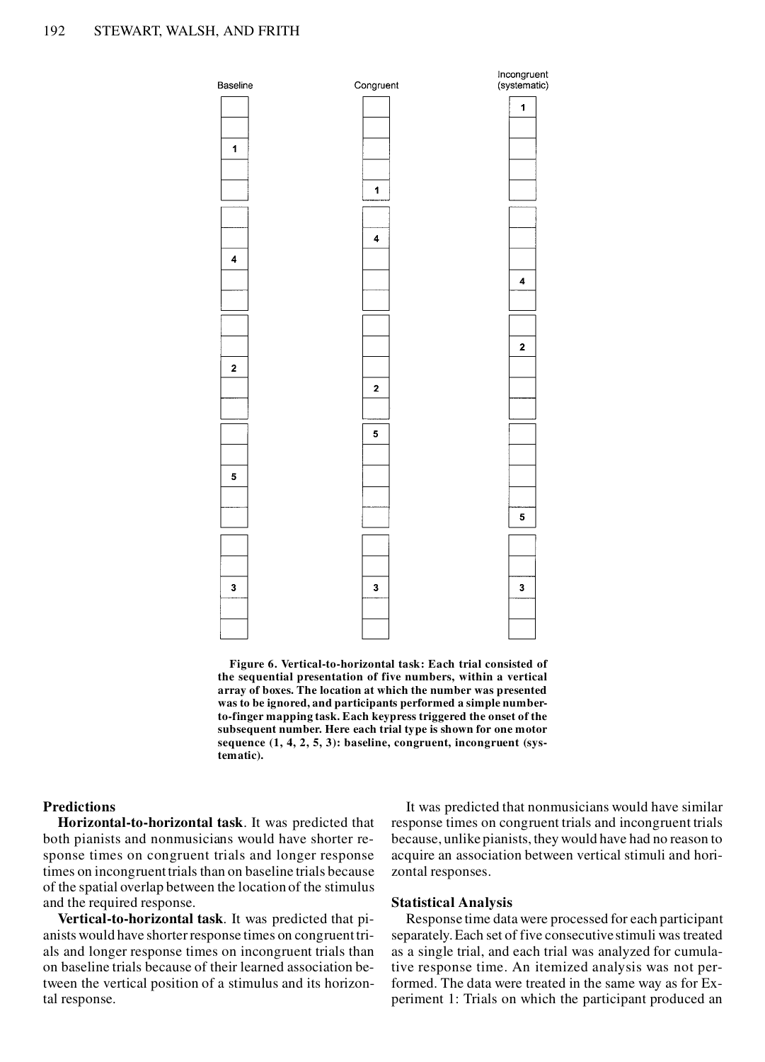Figure 6. Vertical-to-horizontal task: Each trial consisted of the sequential presentation of five numbers, within a vertical array of boxes. The location at which the number was presented was to be ignored, and participants performed a simple number-to-finger mapping task. Each keypress triggered the onset of the subsequent number. Here each trial type is shown for one motor sequence (1, 4, 2, 5, 3): baseline, congruent, incongruent (systematic).

## Predictions

**Horizontal-to-horizontal task**. It was predicted that both pianists and nonmusicians would have shorter response times on congruent trials and longer response times on incongruent trials than on baseline trials because of the spatial overlap between the location of the stimulus and the required response.

**Vertical-to-horizontal task**. It was predicted that pianists would have shorter response times on congruent trials and longer response times on incongruent trials than on baseline trials because of their learned association between the vertical position of a stimulus and its horizontal response.

It was predicted that nonmusicians would have similar response times on congruent trials and incongruent trials because, unlike pianists, they would have had no reason to acquire an association between vertical stimuli and horizontal responses.

## Statistical Analysis

Response time data were processed for each participant separately. Each set of five consecutive stimuli was treated as a single trial, and each trial was analyzed for cumulative response time. An itemized analysis was not performed. The data were treated in the same way as for Experiment 1: Trials on which the participant produced an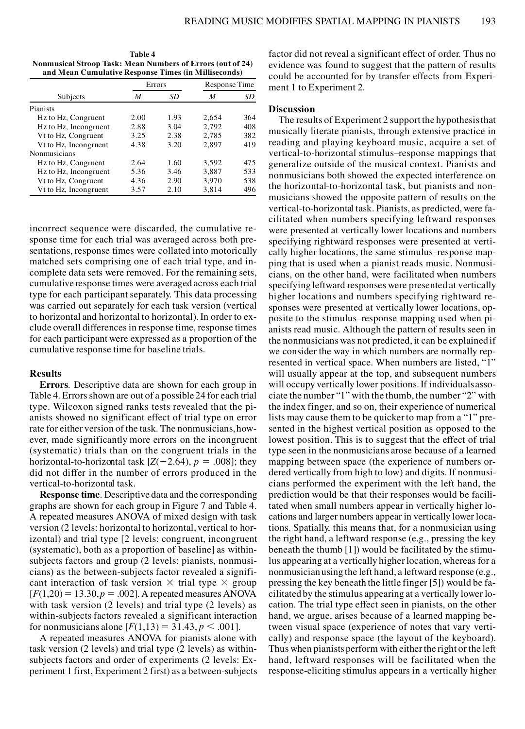**Table 4**
**Nonmusical Stroop Task: Mean Numbers of Errors (out of 24) and Mean Cumulative Response Times (in Milliseconds)**

| | Errors | | Response Time | |
|---|---|---|---|---|
| Subjects | *M* | *SD* | *M* | *SD* |
| Pianists | | | | |
| Hz to Hz, Congruent | 2.00 | 1.93 | 2,654 | 364 |
| Hz to Hz, Incongruent | 2.88 | 3.04 | 2,792 | 408 |
| Vt to Hz, Congruent | 3.25 | 2.38 | 2,785 | 382 |
| Vt to Hz, Incongruent | 4.38 | 3.20 | 2,897 | 419 |
| Nonmusicians | | | | |
| Hz to Hz, Congruent | 2.64 | 1.60 | 3,592 | 475 |
| Hz to Hz, Incongruent | 5.36 | 3.46 | 3,887 | 533 |
| Vt to Hz, Congruent | 4.36 | 2.90 | 3,970 | 538 |
| Vt to Hz, Incongruent | 3.57 | 2.10 | 3,814 | 496 |

incorrect sequence were discarded, the cumulative response time for each trial was averaged across both presentations, response times were collated into motorically matched sets comprising one of each trial type, and incomplete data sets were removed. For the remaining sets, cumulative response times were averaged across each trial type for each participant separately. This data processing was carried out separately for each task version (vertical to horizontal and horizontal to horizontal). In order to exclude overall differences in response time, response times for each participant were expressed as a proportion of the cumulative response time for baseline trials.

### Results

**Errors**. Descriptive data are shown for each group in Table 4. Errors shown are out of a possible 24 for each trial type. Wilcoxon signed ranks tests revealed that the pianists showed no significant effect of trial type on error rate for either version of the task. The nonmusicians, however, made significantly more errors on the incongruent (systematic) trials than on the congruent trials in the horizontal-to-horizontal task [$Z(-2.64)$, $p = .008$]; they did not differ in the number of errors produced in the vertical-to-horizontal task.

**Response time**. Descriptive data and the corresponding graphs are shown for each group in Figure 7 and Table 4. A repeated measures ANOVA of mixed design with task version (2 levels: horizontal to horizontal, vertical to horizontal) and trial type [2 levels: congruent, incongruent (systematic), both as a proportion of baseline] as within-subjects factors and group (2 levels: pianists, nonmusicians) as the between-subjects factor revealed a significant interaction of task version × trial type × group [$F(1,20) = 13.30, p = .002$]. A repeated measures ANOVA with task version (2 levels) and trial type (2 levels) as within-subjects factors revealed a significant interaction for nonmusicians alone [$F(1,13) = 31.43, p < .001$].

A repeated measures ANOVA for pianists alone with task version (2 levels) and trial type (2 levels) as within-subjects factors and order of experiments (2 levels: Experiment 1 first, Experiment 2 first) as a between-subjects factor did not reveal a significant effect of order. Thus no evidence was found to suggest that the pattern of results could be accounted for by transfer effects from Experiment 1 to Experiment 2.

### Discussion

The results of Experiment 2 support the hypothesis that musically literate pianists, through extensive practice in reading and playing keyboard music, acquire a set of vertical-to-horizontal stimulus–response mappings that generalize outside of the musical context. Pianists and nonmusicians both showed the expected interference on the horizontal-to-horizontal task, but pianists and nonmusicians showed the opposite pattern of results on the vertical-to-horizontal task. Pianists, as predicted, were facilitated when numbers specifying leftward responses were presented at vertically lower locations and numbers specifying rightward responses were presented at vertically higher locations, the same stimulus–response mapping that is used when a pianist reads music. Nonmusicians, on the other hand, were facilitated when numbers specifying leftward responses were presented at vertically higher locations and numbers specifying rightward responses were presented at vertically lower locations, opposite to the stimulus–response mapping used when pianists read music. Although the pattern of results seen in the nonmusicians was not predicted, it can be explained if we consider the way in which numbers are normally represented in vertical space. When numbers are listed, "1" will usually appear at the top, and subsequent numbers will occupy vertically lower positions. If individuals associate the number "1" with the thumb, the number "2" with the index finger, and so on, their experience of numerical lists may cause them to be quicker to map from a "1" presented in the highest vertical position as opposed to the lowest position. This is to suggest that the effect of trial type seen in the nonmusicians arose because of a learned mapping between space (the experience of numbers ordered vertically from high to low) and digits. If nonmusicians performed the experiment with the left hand, the prediction would be that their responses would be facilitated when small numbers appear in vertically higher locations and larger numbers appear in vertically lower locations. Spatially, this means that, for a nonmusician using the right hand, a leftward response (e.g., pressing the key beneath the thumb [1]) would be facilitated by the stimulus appearing at a vertically higher location, whereas for a nonmusician using the left hand, a leftward response (e.g., pressing the key beneath the little finger [5]) would be facilitated by the stimulus appearing at a vertically lower location. The trial type effect seen in pianists, on the other hand, we argue, arises because of a learned mapping between visual space (experience of notes that vary vertically) and response space (the layout of the keyboard). Thus when pianists perform with either the right or the left hand, leftward responses will be facilitated when the response-eliciting stimulus appears in a vertically higher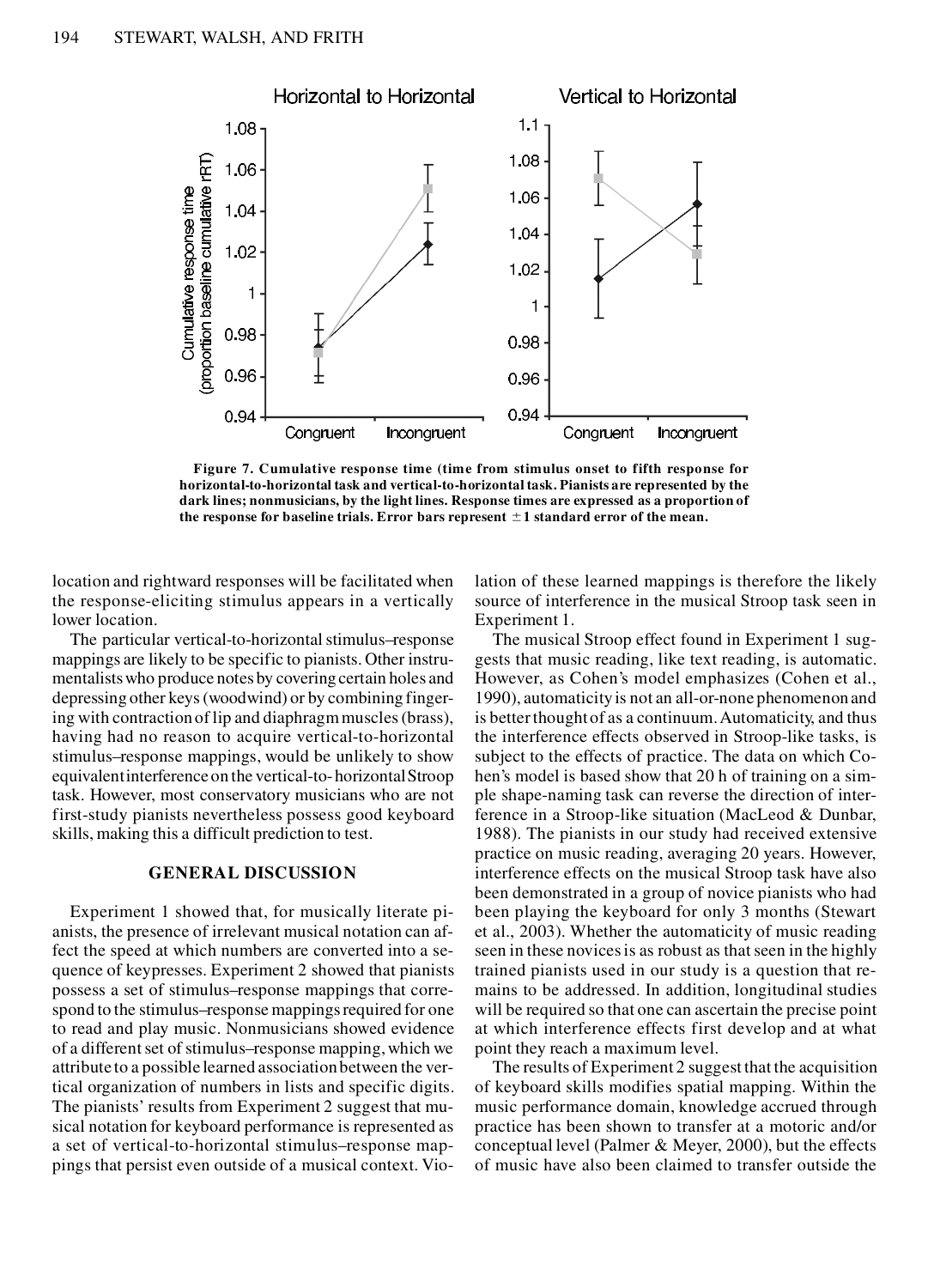**Figure 7. Cumulative response time (time from stimulus onset to fifth response for horizontal-to-horizontal task and vertical-to-horizontal task. Pianists are represented by the dark lines; nonmusicians, by the light lines. Response times are expressed as a proportion of the response for baseline trials. Error bars represent ±1 standard error of the mean.**

location and rightward responses will be facilitated when the response-eliciting stimulus appears in a vertically lower location.

The particular vertical-to-horizontal stimulus–response mappings are likely to be specific to pianists. Other instrumentalists who produce notes by covering certain holes and depressing other keys (woodwind) or by combining fingering with contraction of lip and diaphragm muscles (brass), having had no reason to acquire vertical-to-horizontal stimulus–response mappings, would be unlikely to show equivalent interference on the vertical-to- horizontal Stroop task. However, most conservatory musicians who are not first-study pianists nevertheless possess good keyboard skills, making this a difficult prediction to test.

## GENERAL DISCUSSION

Experiment 1 showed that, for musically literate pianists, the presence of irrelevant musical notation can affect the speed at which numbers are converted into a sequence of keypresses. Experiment 2 showed that pianists possess a set of stimulus–response mappings that correspond to the stimulus–response mappings required for one to read and play music. Nonmusicians showed evidence of a different set of stimulus–response mapping, which we attribute to a possible learned association between the vertical organization of numbers in lists and specific digits. The pianists' results from Experiment 2 suggest that musical notation for keyboard performance is represented as a set of vertical-to-horizontal stimulus–response mappings that persist even outside of a musical context. Violation of these learned mappings is therefore the likely source of interference in the musical Stroop task seen in Experiment 1.

The musical Stroop effect found in Experiment 1 suggests that music reading, like text reading, is automatic. However, as Cohen's model emphasizes (Cohen et al., 1990), automaticity is not an all-or-none phenomenon and is better thought of as a continuum. Automaticity, and thus the interference effects observed in Stroop-like tasks, is subject to the effects of practice. The data on which Cohen's model is based show that 20 h of training on a simple shape-naming task can reverse the direction of interference in a Stroop-like situation (MacLeod & Dunbar, 1988). The pianists in our study had received extensive practice on music reading, averaging 20 years. However, interference effects on the musical Stroop task have also been demonstrated in a group of novice pianists who had been playing the keyboard for only 3 months (Stewart et al., 2003). Whether the automaticity of music reading seen in these novices is as robust as that seen in the highly trained pianists used in our study is a question that remains to be addressed. In addition, longitudinal studies will be required so that one can ascertain the precise point at which interference effects first develop and at what point they reach a maximum level.

The results of Experiment 2 suggest that the acquisition of keyboard skills modifies spatial mapping. Within the music performance domain, knowledge accrued through practice has been shown to transfer at a motoric and/or conceptual level (Palmer & Meyer, 2000), but the effects of music have also been claimed to transfer outside the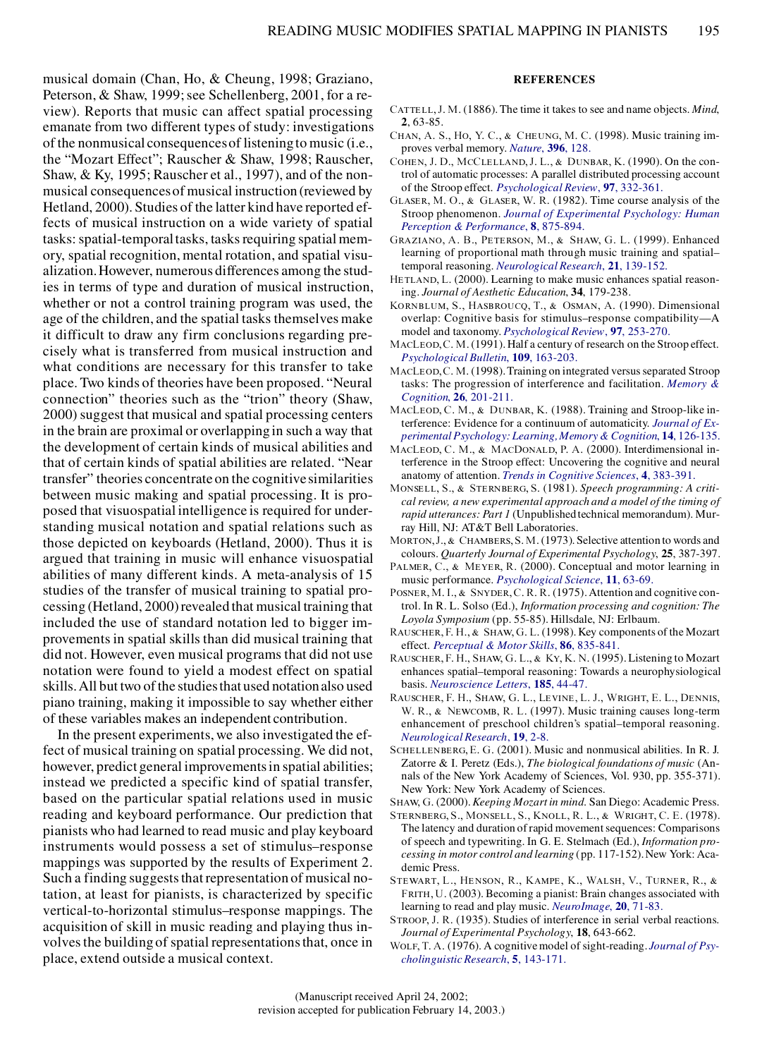musical domain (Chan, Ho, & Cheung, 1998; Graziano, Peterson, & Shaw, 1999; see Schellenberg, 2001, for a review). Reports that music can affect spatial processing emanate from two different types of study: investigations of the nonmusical consequences of listening to music (i.e., the "Mozart Effect"; Rauscher & Shaw, 1998; Rauscher, Shaw, & Ky, 1995; Rauscher et al., 1997), and of the nonmusical consequences of musical instruction (reviewed by Hetland, 2000). Studies of the latter kind have reported effects of musical instruction on a wide variety of spatial tasks: spatial-temporal tasks, tasks requiring spatial memory, spatial recognition, mental rotation, and spatial visualization. However, numerous differences among the studies in terms of type and duration of musical instruction, whether or not a control training program was used, the age of the children, and the spatial tasks themselves make it difficult to draw any firm conclusions regarding precisely what is transferred from musical instruction and what conditions are necessary for this transfer to take place. Two kinds of theories have been proposed. "Neural connection" theories such as the "trion" theory (Shaw, 2000) suggest that musical and spatial processing centers in the brain are proximal or overlapping in such a way that the development of certain kinds of musical abilities and that of certain kinds of spatial abilities are related. "Near transfer" theories concentrate on the cognitive similarities between music making and spatial processing. It is proposed that visuospatial intelligence is required for understanding musical notation and spatial relations such as those depicted on keyboards (Hetland, 2000). Thus it is argued that training in music will enhance visuospatial abilities of many different kinds. A meta-analysis of 15 studies of the transfer of musical training to spatial processing (Hetland, 2000) revealed that musical training that included the use of standard notation led to bigger improvements in spatial skills than did musical training that did not. However, even musical programs that did not use notation were found to yield a modest effect on spatial skills. All but two of the studies that used notation also used piano training, making it impossible to say whether either of these variables makes an independent contribution.

In the present experiments, we also investigated the effect of musical training on spatial processing. We did not, however, predict general improvements in spatial abilities; instead we predicted a specific kind of spatial transfer, based on the particular spatial relations used in music reading and keyboard performance. Our prediction that pianists who had learned to read music and play keyboard instruments would possess a set of stimulus–response mappings was supported by the results of Experiment 2. Such a finding suggests that representation of musical notation, at least for pianists, is characterized by specific vertical-to-horizontal stimulus–response mappings. The acquisition of skill in music reading and playing thus involves the building of spatial representations that, once in place, extend outside a musical context.

## REFERENCES

Cattell, J. M. (1886). The time it takes to see and name objects. *Mind*, **2**, 63-85.

Chan, A. S., Ho, Y. C., & Cheung, M. C. (1998). Music training improves verbal memory. *Nature*, **396**, 128.

Cohen, J. D., McClelland, J. L., & Dunbar, K. (1990). On the control of automatic processes: A parallel distributed processing account of the Stroop effect. *Psychological Review*, **97**, 332-361.

Glaser, M. O., & Glaser, W. R. (1982). Time course analysis of the Stroop phenomenon. *Journal of Experimental Psychology: Human Perception & Performance*, **8**, 875-894.

Graziano, A. B., Peterson, M., & Shaw, G. L. (1999). Enhanced learning of proportional math through music training and spatial–temporal reasoning. *Neurological Research*, **21**, 139-152.

Hetland, L. (2000). Learning to make music enhances spatial reasoning. *Journal of Aesthetic Education*, **34**, 179-238.

Kornblum, S., Hasbroucq, T., & Osman, A. (1990). Dimensional overlap: Cognitive basis for stimulus–response compatibility—A model and taxonomy. *Psychological Review*, **97**, 253-270.

MacLeod, C. M. (1991). Half a century of research on the Stroop effect. *Psychological Bulletin*, **109**, 163-203.

MacLeod, C. M. (1998). Training on integrated versus separated Stroop tasks: The progression of interference and facilitation. *Memory & Cognition*, **26**, 201-211.

MacLeod, C. M., & Dunbar, K. (1988). Training and Stroop-like interference: Evidence for a continuum of automaticity. *Journal of Experimental Psychology: Learning, Memory & Cognition*, **14**, 126-135.

MacLeod, C. M., & MacDonald, P. A. (2000). Interdimensional interference in the Stroop effect: Uncovering the cognitive and neural anatomy of attention. *Trends in Cognitive Sciences*, **4**, 383-391.

Monsell, S., & Sternberg, S. (1981). *Speech programming: A critical review, a new experimental approach and a model of the timing of rapid utterances: Part 1* (Unpublished technical memorandum). Murray Hill, NJ: AT&T Bell Laboratories.

Morton, J., & Chambers, S. M. (1973). Selective attention to words and colours. *Quarterly Journal of Experimental Psychology*, **25**, 387-397.

Palmer, C., & Meyer, R. (2000). Conceptual and motor learning in music performance. *Psychological Science*, **11**, 63-69.

Posner, M. I., & Snyder, C. R. R. (1975). Attention and cognitive control. In R. L. Solso (Ed.), *Information processing and cognition: The Loyola Symposium* (pp. 55-85). Hillsdale, NJ: Erlbaum.

Rauscher, F. H., & Shaw, G. L. (1998). Key components of the Mozart effect. *Perceptual & Motor Skills*, **86**, 835-841.

Rauscher, F. H., Shaw, G. L., & Ky, K. N. (1995). Listening to Mozart enhances spatial–temporal reasoning: Towards a neurophysiological basis. *Neuroscience Letters*, **185**, 44-47.

Rauscher, F. H., Shaw, G. L., Levine, L. J., Wright, E. L., Dennis, W. R., & Newcomb, R. L. (1997). Music training causes long-term enhancement of preschool children's spatial–temporal reasoning. *Neurological Research*, **19**, 2-8.

Schellenberg, E. G. (2001). Music and nonmusical abilities. In R. J. Zatorre & I. Peretz (Eds.), *The biological foundations of music* (Annals of the New York Academy of Sciences, Vol. 930, pp. 355-371). New York: New York Academy of Sciences.

Shaw, G. (2000). *Keeping Mozart in mind.* San Diego: Academic Press.

Sternberg, S., Monsell, S., Knoll, R. L., & Wright, C. E. (1978). The latency and duration of rapid movement sequences: Comparisons of speech and typewriting. In G. E. Stelmach (Ed.), *Information processing in motor control and learning* (pp. 117-152). New York: Academic Press.

Stewart, L., Henson, R., Kampe, K., Walsh, V., Turner, R., & Frith, U. (2003). Becoming a pianist: Brain changes associated with learning to read and play music. *NeuroImage*, **20**, 71-83.

Stroop, J. R. (1935). Studies of interference in serial verbal reactions. *Journal of Experimental Psychology*, **18**, 643-662.

Wolf, T. A. (1976). A cognitive model of sight-reading. *Journal of Psycholinguistic Research*, **5**, 143-171.

(Manuscript received April 24, 2002;
revision accepted for publication February 14, 2003.)